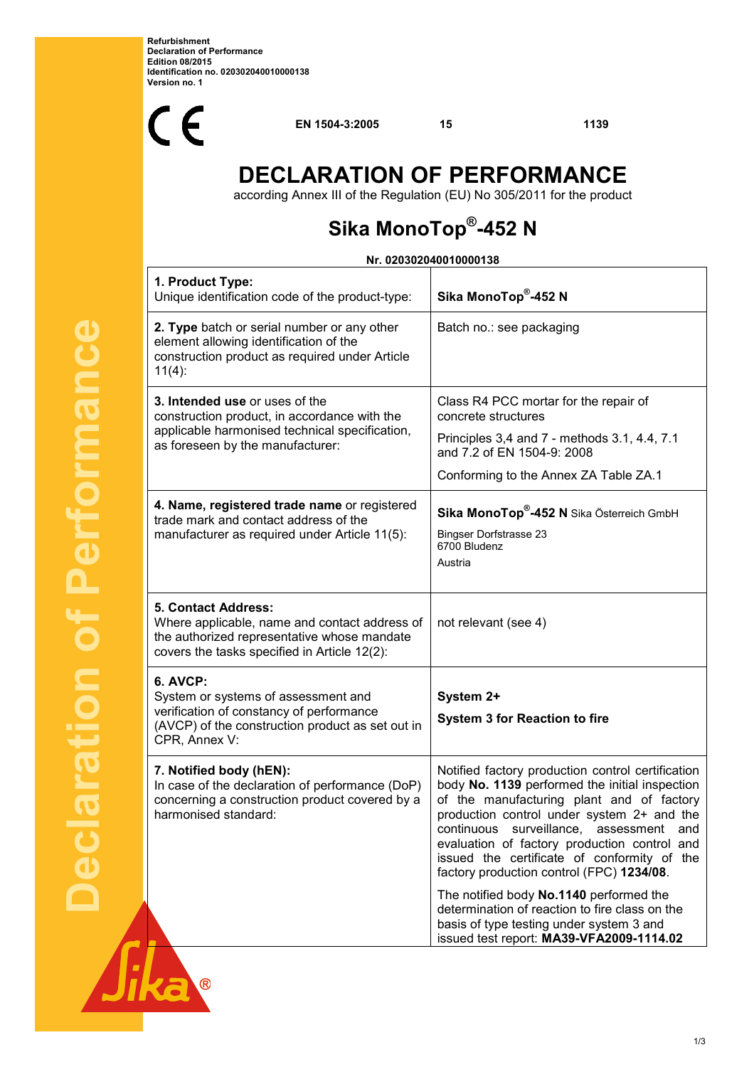Refurbishment
Declaration of Performance
Edition 08/2015
Identification no. 020302040010000138
Version no. 1

CE EN 1504-3:2005 15 1139

# DECLARATION OF PERFORMANCE

according Annex III of the Regulation (EU) No 305/2011 for the product

## Sika MonoTop®-452 N

**Nr. 020302040010000138**

| | |
|---|---|
| **1. Product Type:** Unique identification code of the product-type: | **Sika MonoTop®-452 N** |
| **2. Type** batch or serial number or any other element allowing identification of the construction product as required under Article 11(4): | Batch no.: see packaging |
| **3. Intended use** or uses of the construction product, in accordance with the applicable harmonised technical specification, as foreseen by the manufacturer: | Class R4 PCC mortar for the repair of concrete structures<br>Principles 3,4 and 7 - methods 3.1, 4.4, 7.1 and 7.2 of EN 1504-9: 2008<br>Conforming to the Annex ZA Table ZA.1 |
| **4. Name, registered trade name** or registered trade mark and contact address of the manufacturer as required under Article 11(5): | **Sika MonoTop®-452 N** Sika Österreich GmbH<br>Bingser Dorfstrasse 23<br>6700 Bludenz<br>Austria |
| **5. Contact Address:** Where applicable, name and contact address of the authorized representative whose mandate covers the tasks specified in Article 12(2): | not relevant (see 4) |
| **6. AVCP:** System or systems of assessment and verification of constancy of performance (AVCP) of the construction product as set out in CPR, Annex V: | **System 2+**<br>**System 3 for Reaction to fire** |
| **7. Notified body (hEN):** In case of the declaration of performance (DoP) concerning a construction product covered by a harmonised standard: | Notified factory production control certification body **No. 1139** performed the initial inspection of the manufacturing plant and of factory production control under system 2+ and the continuous surveillance, assessment and evaluation of factory production control and issued the certificate of conformity of the factory production control (FPC) **1234/08**.<br>The notified body **No.1140** performed the determination of reaction to fire class on the basis of type testing under system 3 and issued test report: **MA39-VFA2009-1114.02** |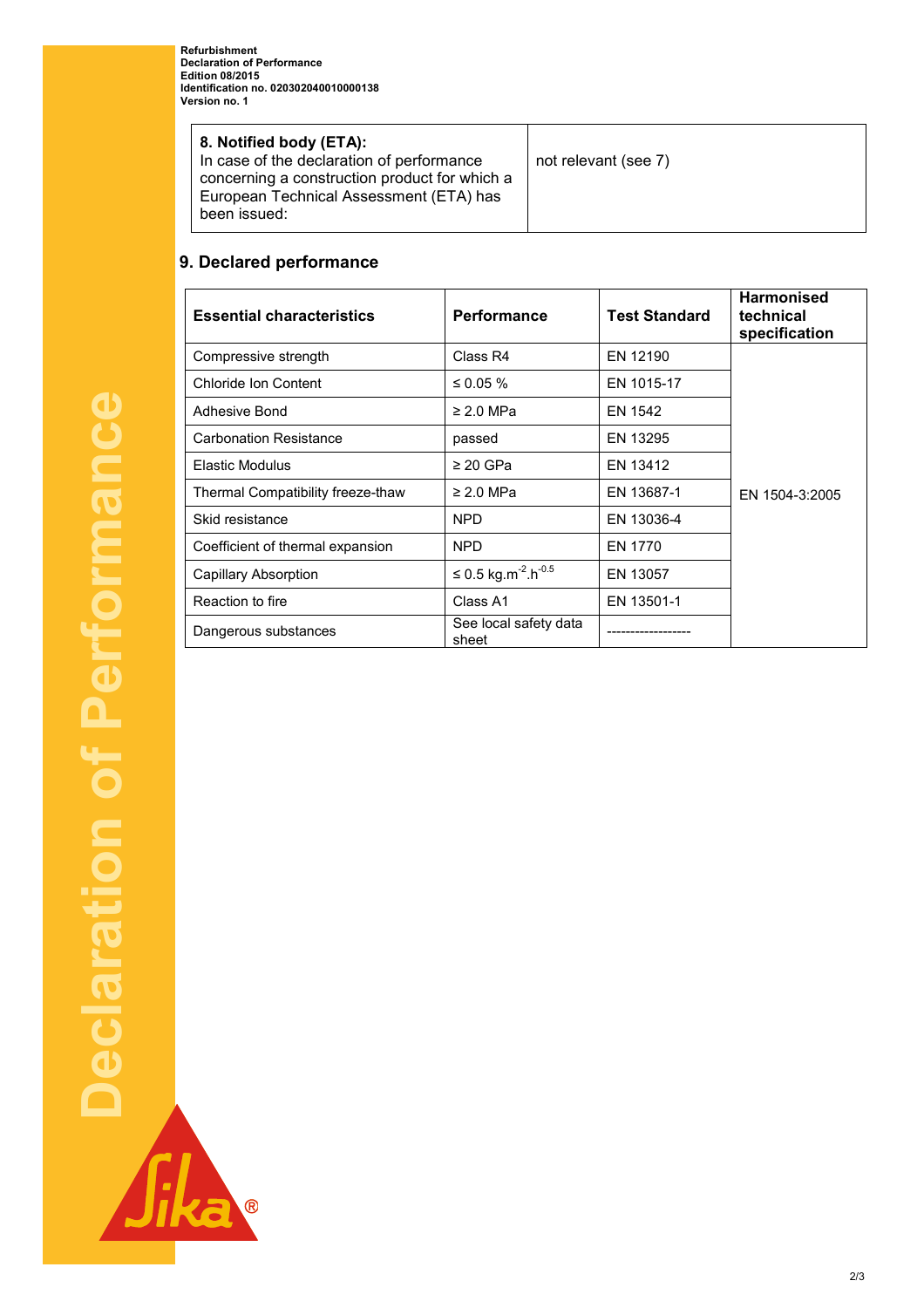| **8. Notified body (ETA):** In case of the declaration of performance concerning a construction product for which a European Technical Assessment (ETA) has been issued: | not relevant (see 7) |
|---|---|

## 9. Declared performance

| **Essential characteristics** | **Performance** | **Test Standard** | **Harmonised technical specification** |
|---|---|---|---|
| Compressive strength | Class R4 | EN 12190 | EN 1504-3:2005 |
| Chloride Ion Content | ≤ 0.05 % | EN 1015-17 | |
| Adhesive Bond | ≥ 2.0 MPa | EN 1542 | |
| Carbonation Resistance | passed | EN 13295 | |
| Elastic Modulus | ≥ 20 GPa | EN 13412 | |
| Thermal Compatibility freeze-thaw | ≥ 2.0 MPa | EN 13687-1 | |
| Skid resistance | NPD | EN 13036-4 | |
| Coefficient of thermal expansion | NPD | EN 1770 | |
| Capillary Absorption | ≤ 0.5 $kg.m^{-2}.h^{-0.5}$ | EN 13057 | |
| Reaction to fire | Class A1 | EN 13501-1 | |
| Dangerous substances | See local safety data sheet | ------------------ | |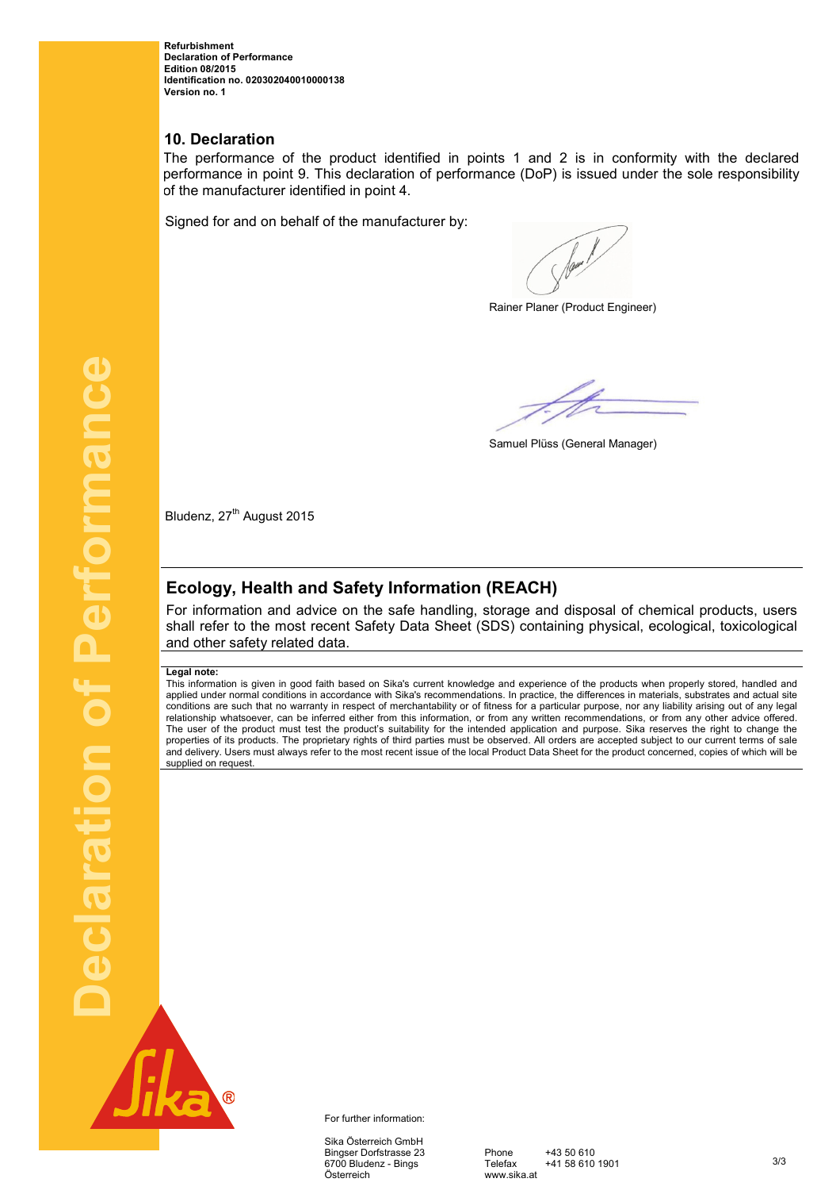## 10. Declaration

The performance of the product identified in points 1 and 2 is in conformity with the declared performance in point 9. This declaration of performance (DoP) is issued under the sole responsibility of the manufacturer identified in point 4.

Signed for and on behalf of the manufacturer by:

Rainer Planer (Product Engineer)

Samuel Plüss (General Manager)

Bludenz, 27th August 2015

## Ecology, Health and Safety Information (REACH)

For information and advice on the safe handling, storage and disposal of chemical products, users shall refer to the most recent Safety Data Sheet (SDS) containing physical, ecological, toxicological and other safety related data.

**Legal note:**
This information is given in good faith based on Sika's current knowledge and experience of the products when properly stored, handled and applied under normal conditions in accordance with Sika's recommendations. In practice, the differences in materials, substrates and actual site conditions are such that no warranty in respect of merchantability or of fitness for a particular purpose, nor any liability arising out of any legal relationship whatsoever, can be inferred either from this information, or from any written recommendations, or from any other advice offered. The user of the product must test the product's suitability for the intended application and purpose. Sika reserves the right to change the properties of its products. The proprietary rights of third parties must be observed. All orders are accepted subject to our current terms of sale and delivery. Users must always refer to the most recent issue of the local Product Data Sheet for the product concerned, copies of which will be supplied on request.

For further information:

Sika Österreich GmbH
Bingser Dorfstrasse 23
6700 Bludenz - Bings
Österreich

Phone +43 50 610
Telefax +41 58 610 1901
www.sika.at